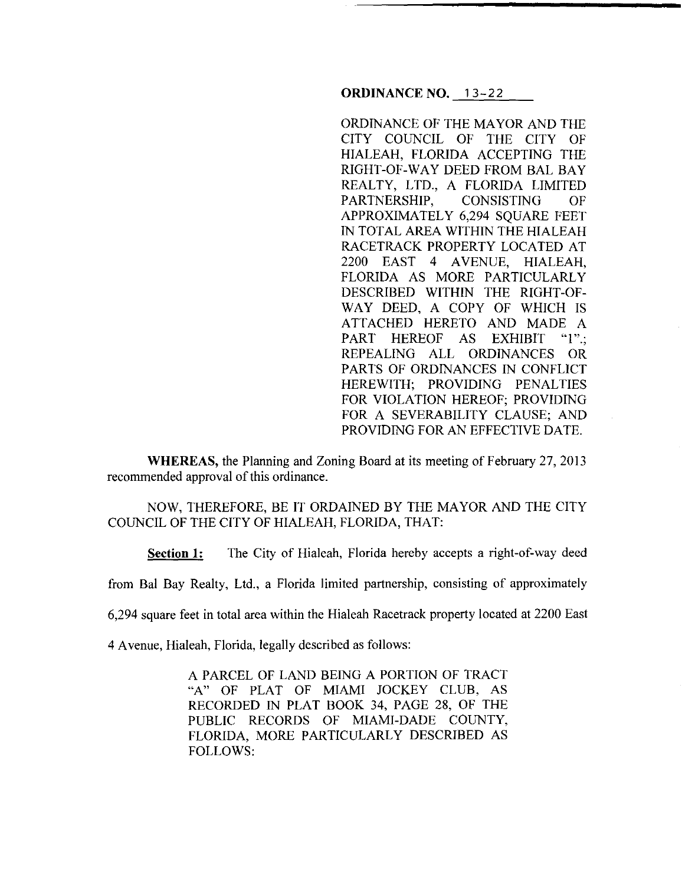**ORDINANCE NO. 13-22**

ORDINANCE OF THE MAYOR AND THE CITY COUNCIL OF THE CITY OF HIALEAH, FLORIDA ACCEPTING THE RIGHT-OF-WAY DEED FROM BAL BAY REALTY, LTD., A FLORIDA LIMITED PARTNERSHIP, CONSISTING OF APPROXIMATELY 6,294 SQUARE FEET IN TOTAL AREA WITHIN THE HIALEAH RACETRACK PROPERTY LOCATED AT 2200 EAST 4 AVENUE, HIALEAH, FLORIDA AS MORE PARTICULARLY DESCRIBED WITHIN THE RIGHT-OF-WAY DEED, A COPY OF WHICH IS ATTACHED HERETO AND MADE A PART HEREOF AS EXHIBIT "1".; REPEALING ALL ORDINANCES OR PARTS OF ORDINANCES IN CONFLICT HEREWITH; PROVIDING PENALTIES FOR VIOLATION HEREOF; PROVIDING FOR A SEVERABILITY CLAUSE; AND PROVIDING FOR AN EFFECTIVE DATE.

**WHEREAS,** the Planning and Zoning Board at its meeting of February 27, 2013 recommended approval of this ordinance.

NOW, THEREFORE, BE IT ORDAINED BY THE MAYOR AND THE CITY COUNCIL OF THE CITY OF HIALEAH, FLORIDA, THAT:

**Section 1:** The City of Hialeah, Florida hereby accepts a right-of-way deed from Bal Bay Realty, Ltd., a Florida limited partnership, consisting of approximately 6,294 square feet in total area within the Hialeah Racetrack property located at 2200 East 4 Avenue, Hialeah, Florida, legally described as follows:

A PARCEL OF LAND BEING A PORTION OF TRACT "A" OF PLAT OF MIAMI JOCKEY CLUB, AS RECORDED IN PLAT BOOK 34, PAGE 28, OF THE PUBLIC RECORDS OF MIAMI-DADE COUNTY, FLORIDA, MORE PARTICULARLY DESCRIBED AS FOLLOWS: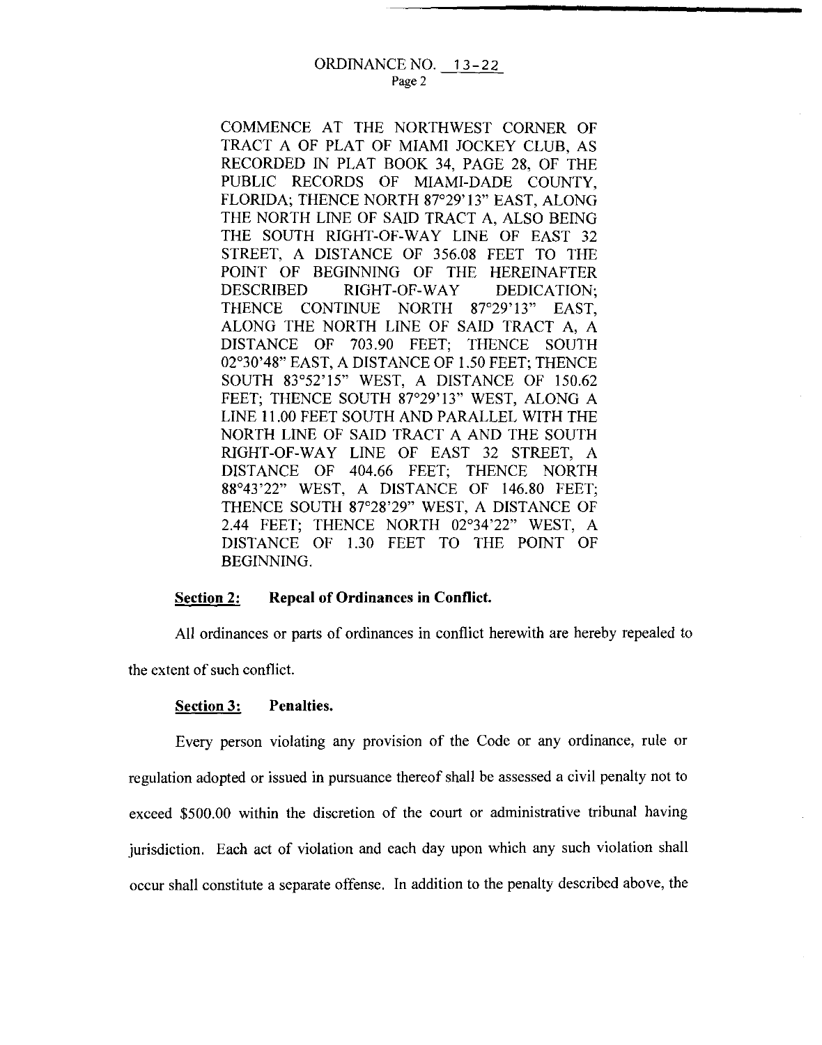COMMENCE AT THE NORTHWEST CORNER OF TRACT A OF PLAT OF MIAMI JOCKEY CLUB, AS RECORDED IN PLAT BOOK 34, PAGE 28, OF THE PUBLIC RECORDS OF MIAMI-DADE COUNTY, FLORIDA; THENCE NORTH 87°29'13" EAST, ALONG THE NORTH LINE OF SAID TRACT A, ALSO BEING THE SOUTH RIGHT-OF-WAY LINE OF EAST 32 STREET, A DISTANCE OF 356.08 FEET TO THE POINT OF BEGINNING OF THE HEREINAFTER DESCRIBED RIGHT-OF-WAY DEDICATION; THENCE CONTINUE NORTH 87°29'13" EAST, ALONG THE NORTH LINE OF SAID TRACT A, A DISTANCE OF 703.90 FEET; THENCE SOUTH 02°30'48" EAST, A DISTANCE OF 1.50 FEET; THENCE SOUTH 83°52'15" WEST, A DISTANCE OF 150.62 FEET; THENCE SOUTH 87°29'13" WEST, ALONG A LINE 11.00 FEET SOUTH AND PARALLEL WITH THE NORTH LINE OF SAID TRACT A AND THE SOUTH RIGHT-OF-WAY LINE OF EAST 32 STREET, A DISTANCE OF 404.66 FEET; THENCE NORTH 88°43'22" WEST, A DISTANCE OF 146.80 FEET; THENCE SOUTH 87°28'29" WEST, A DISTANCE OF 2.44 FEET; THENCE NORTH 02°34'22" WEST, A DISTANCE OF 1.30 FEET TO THE POINT OF BEGINNING.

**Section 2: Repeal of Ordinances in Conflict.**

All ordinances or parts of ordinances in conflict herewith are hereby repealed to the extent of such conflict.

**Section 3: Penalties.**

Every person violating any provision of the Code or any ordinance, rule or regulation adopted or issued in pursuance thereof shall be assessed a civil penalty not to exceed $500.00 within the discretion of the court or administrative tribunal having jurisdiction. Each act of violation and each day upon which any such violation shall occur shall constitute a separate offense. In addition to the penalty described above, the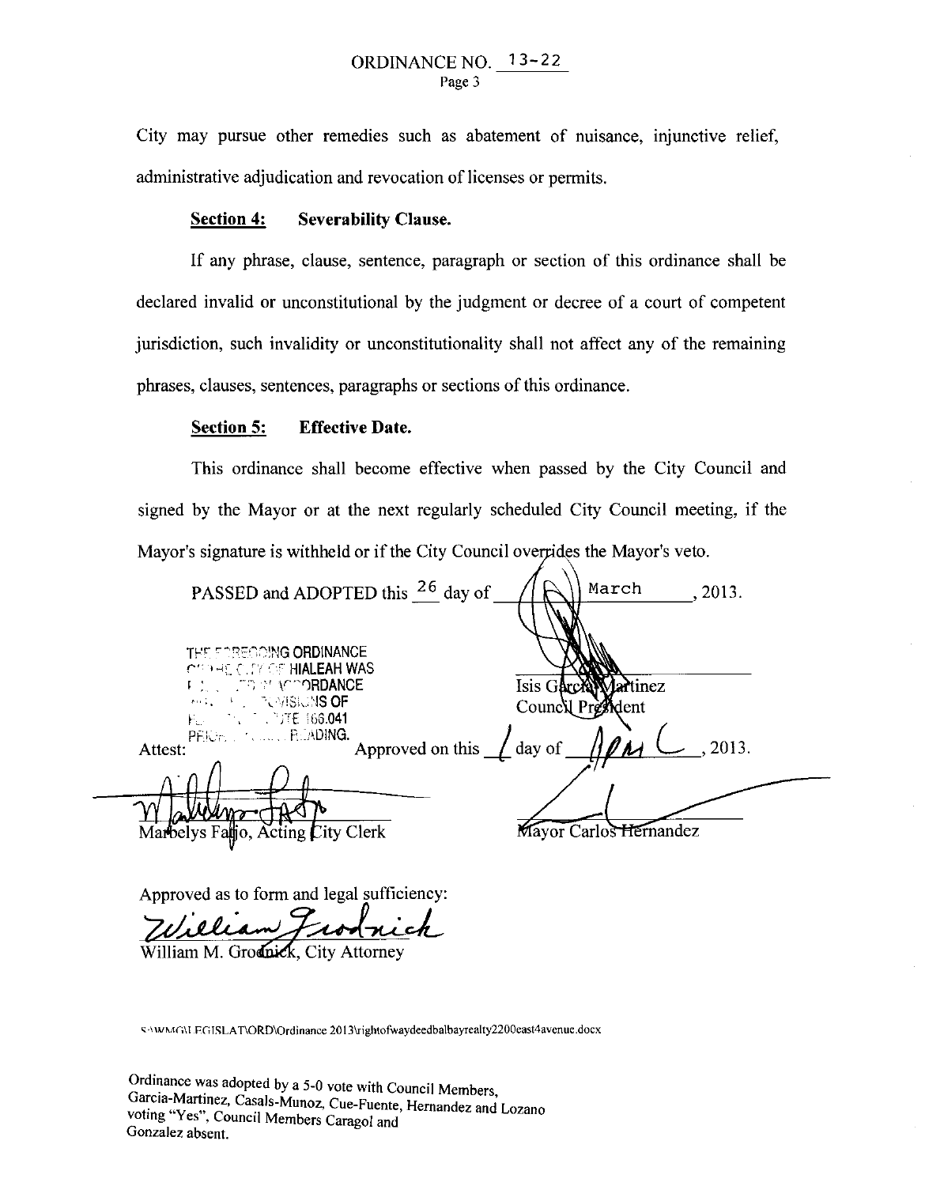# ORDINANCE NO. 13-22

City may pursue other remedies such as abatement of nuisance, injunctive relief, administrative adjudication and revocation of licenses or permits.

**Section 4: Severability Clause.**

If any phrase, clause, sentence, paragraph or section of this ordinance shall be declared invalid or unconstitutional by the judgment or decree of a court of competent jurisdiction, such invalidity or unconstitutionality shall not affect any of the remaining phrases, clauses, sentences, paragraphs or sections of this ordinance.

**Section 5: Effective Date.**

This ordinance shall become effective when passed by the City Council and signed by the Mayor or at the next regularly scheduled City Council meeting, if the Mayor's signature is withheld or if the City Council overrides the Mayor's veto.

PASSED and ADOPTED this 26 day of March, 2013.

THE FOREGOING ORDINANCE OF THE CITY OF HIALEAH WAS PUBLISHED IN ACCORDANCE WITH THE PROVISIONS OF FLORIDA STATUTE 166.041 PRIOR TO FINAL READING.

Isis Garcia-Martinez
Council President

Attest:

Approved on this 1 day of April, 2013.

Marbelys Fatjo, Acting City Clerk

Mayor Carlos Hernandez

Approved as to form and legal sufficiency:

William M. Grodnick, City Attorney

S:\WMG\LEGISLAT\ORD\Ordinance 2013\rightofwaydeedbalbayrealty2200east4avenue.docx

Ordinance was adopted by a 5-0 vote with Council Members, Garcia-Martinez, Casals-Munoz, Cue-Fuente, Hernandez and Lozano voting "Yes", Council Members Caragol and Gonzalez absent.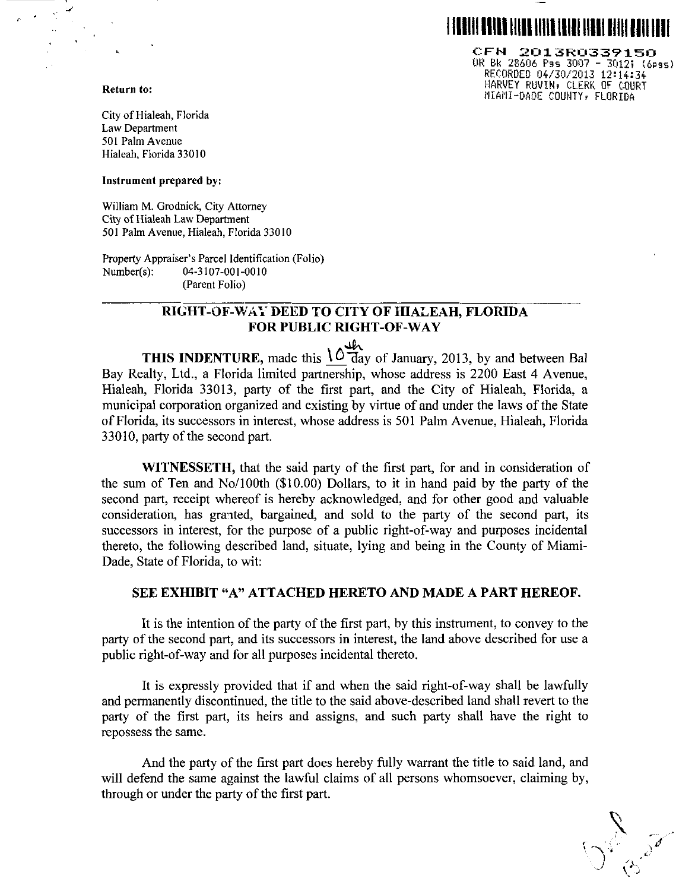CFN 2013R0339150
OR Bk 28606 Pgs 3007 - 3012; (6pgs)
RECORDED 04/30/2013 12:14:34
HARVEY RUVIN, CLERK OF COURT
MIAMI-DADE COUNTY, FLORIDA

**Return to:**

City of Hialeah, Florida
Law Department
501 Palm Avenue
Hialeah, Florida 33010

**Instrument prepared by:**

William M. Grodnick, City Attorney
City of Hialeah Law Department
501 Palm Avenue, Hialeah, Florida 33010

Property Appraiser's Parcel Identification (Folio)
Number(s): 04-3107-001-0010
(Parent Folio)

## RIGHT-OF-WAY DEED TO CITY OF HIALEAH, FLORIDA FOR PUBLIC RIGHT-OF-WAY

**THIS INDENTURE,** made this 10th day of January, 2013, by and between Bal Bay Realty, Ltd., a Florida limited partnership, whose address is 2200 East 4 Avenue, Hialeah, Florida 33013, party of the first part, and the City of Hialeah, Florida, a municipal corporation organized and existing by virtue of and under the laws of the State of Florida, its successors in interest, whose address is 501 Palm Avenue, Hialeah, Florida 33010, party of the second part.

**WITNESSETH,** that the said party of the first part, for and in consideration of the sum of Ten and No/100th ($10.00) Dollars, to it in hand paid by the party of the second part, receipt whereof is hereby acknowledged, and for other good and valuable consideration, has granted, bargained, and sold to the party of the second part, its successors in interest, for the purpose of a public right-of-way and purposes incidental thereto, the following described land, situate, lying and being in the County of Miami-Dade, State of Florida, to wit:

**SEE EXHIBIT "A" ATTACHED HERETO AND MADE A PART HEREOF.**

It is the intention of the party of the first part, by this instrument, to convey to the party of the second part, and its successors in interest, the land above described for use a public right-of-way and for all purposes incidental thereto.

It is expressly provided that if and when the said right-of-way shall be lawfully and permanently discontinued, the title to the said above-described land shall revert to the party of the first part, its heirs and assigns, and such party shall have the right to repossess the same.

And the party of the first part does hereby fully warrant the title to said land, and will defend the same against the lawful claims of all persons whomsoever, claiming by, through or under the party of the first part.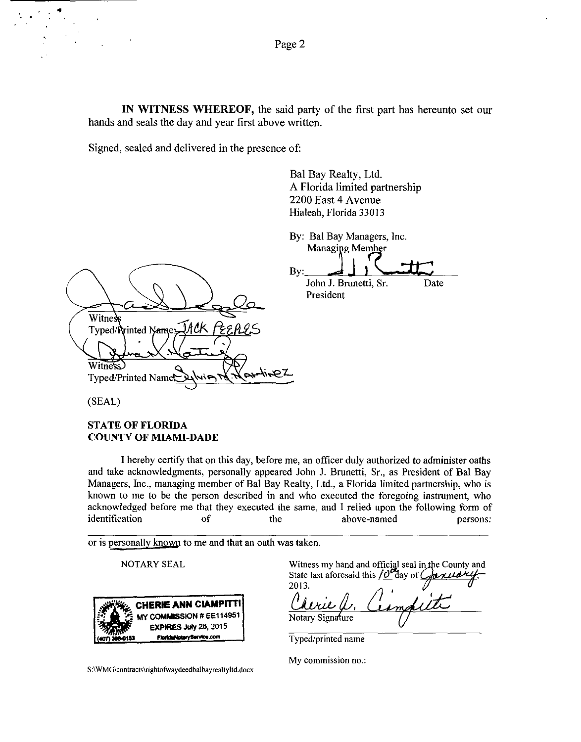**IN WITNESS WHEREOF,** the said party of the first part has hereunto set our hands and seals the day and year first above written.

Signed, sealed and delivered in the presence of:

Bal Bay Realty, Ltd.
A Florida limited partnership
2200 East 4 Avenue
Hialeah, Florida 33013

By: Bal Bay Managers, Inc.
Managing Member

By: ______________________
John J. Brunetti, Sr. Date
President

______________________
Witness
Typed/Printed Name: JACK PEEPLES

______________________
Witness
Typed/Printed Name: Sylvia N. Martinez

(SEAL)

**STATE OF FLORIDA**
**COUNTY OF MIAMI-DADE**

I hereby certify that on this day, before me, an officer duly authorized to administer oaths and take acknowledgments, personally appeared John J. Brunetti, Sr., as President of Bal Bay Managers, Inc., managing member of Bal Bay Realty, Ltd., a Florida limited partnership, who is known to me to be the person described in and who executed the foregoing instrument, who acknowledged before me that they executed the same, and I relied upon the following form of identification of the above-named persons:

______________________________________________________________

or is personally known to me and that an oath was taken.

NOTARY SEAL

CHERIE ANN CIAMPITTI
MY COMMISSION # EE114951
EXPIRES July 25, 2015
(407) 398-0153 FloridaNotaryService.com

Witness my hand and official seal in the County and State last aforesaid this 10th day of January, 2013.

______________________
Notary Signature

______________________
Typed/printed name

My commission no.:

S:\WMG\contracts\rightofwaydeedbalbayrealtyltd.docx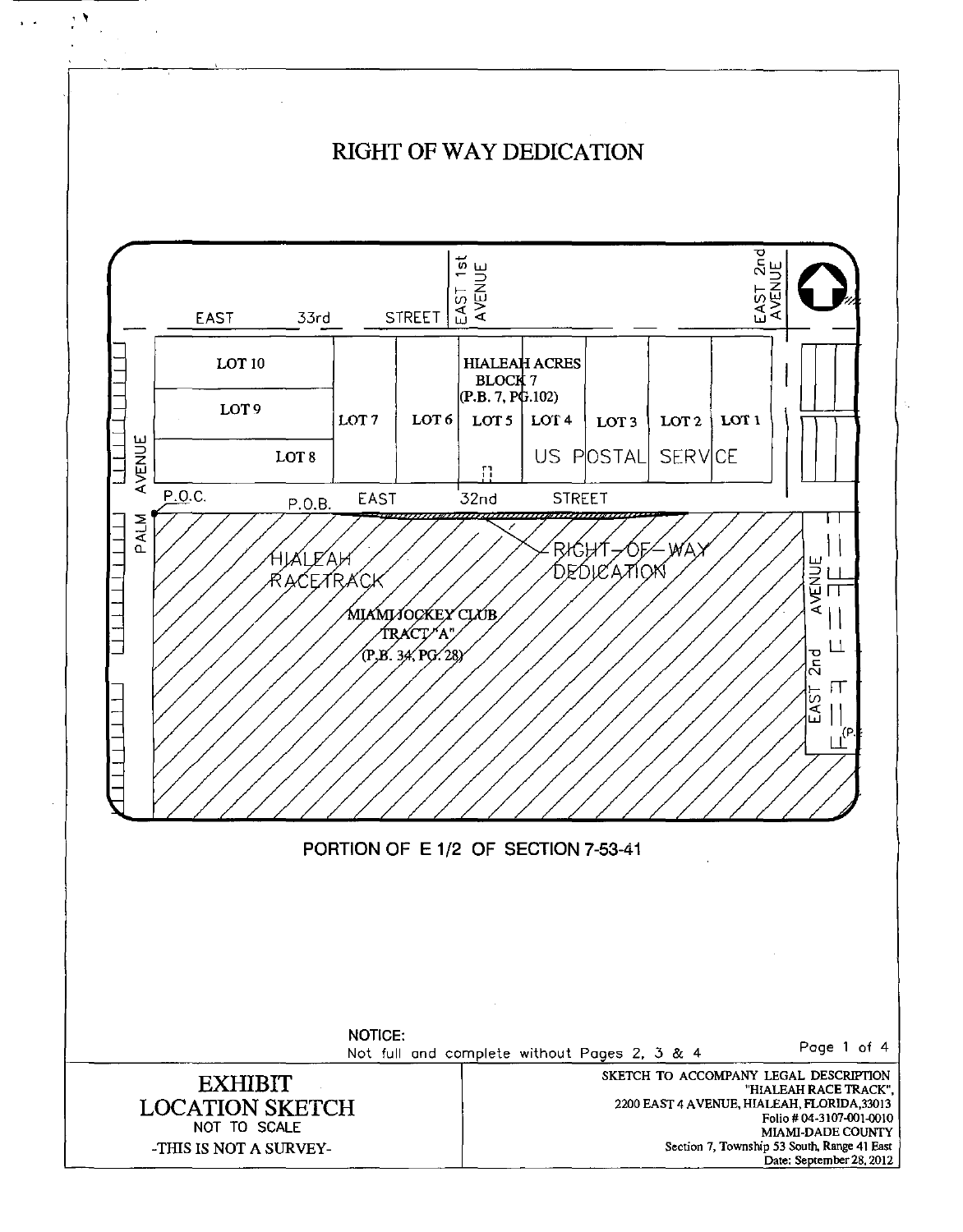# RIGHT OF WAY DEDICATION

EAST 33rd STREET

EAST 1st AVENUE

EAST 2nd AVENUE

LOT 10

LOT 9

LOT 8

LOT 7

LOT 6

HIALEAH ACRES BLOCK 7 (P.B. 7, PG.102)

LOT 5

LOT 4

LOT 3

LOT 2

LOT 1

US POSTAL SERVICE

PALM AVENUE

P.O.C.

P.O.B.

EAST 32nd STREET

RIGHT-OF-WAY DEDICATION

HIALEAH RACETRACK

MIAMI JOCKEY CLUB TRACT "A" (P.B. 34, PG. 28)

EAST 2nd AVENUE

PORTION OF E 1/2 OF SECTION 7-53-41

NOTICE:
Not full and complete without Pages 2, 3 & 4

| EXHIBIT LOCATION SKETCH NOT TO SCALE -THIS IS NOT A SURVEY- | SKETCH TO ACCOMPANY LEGAL DESCRIPTION "HIALEAH RACE TRACK", 2200 EAST 4 AVENUE, HIALEAH, FLORIDA, 33013 Folio # 04-3107-001-0010 MIAMI-DADE COUNTY Section 7, Township 53 South, Range 41 East Date: September 28, 2012 |
| --- | --- |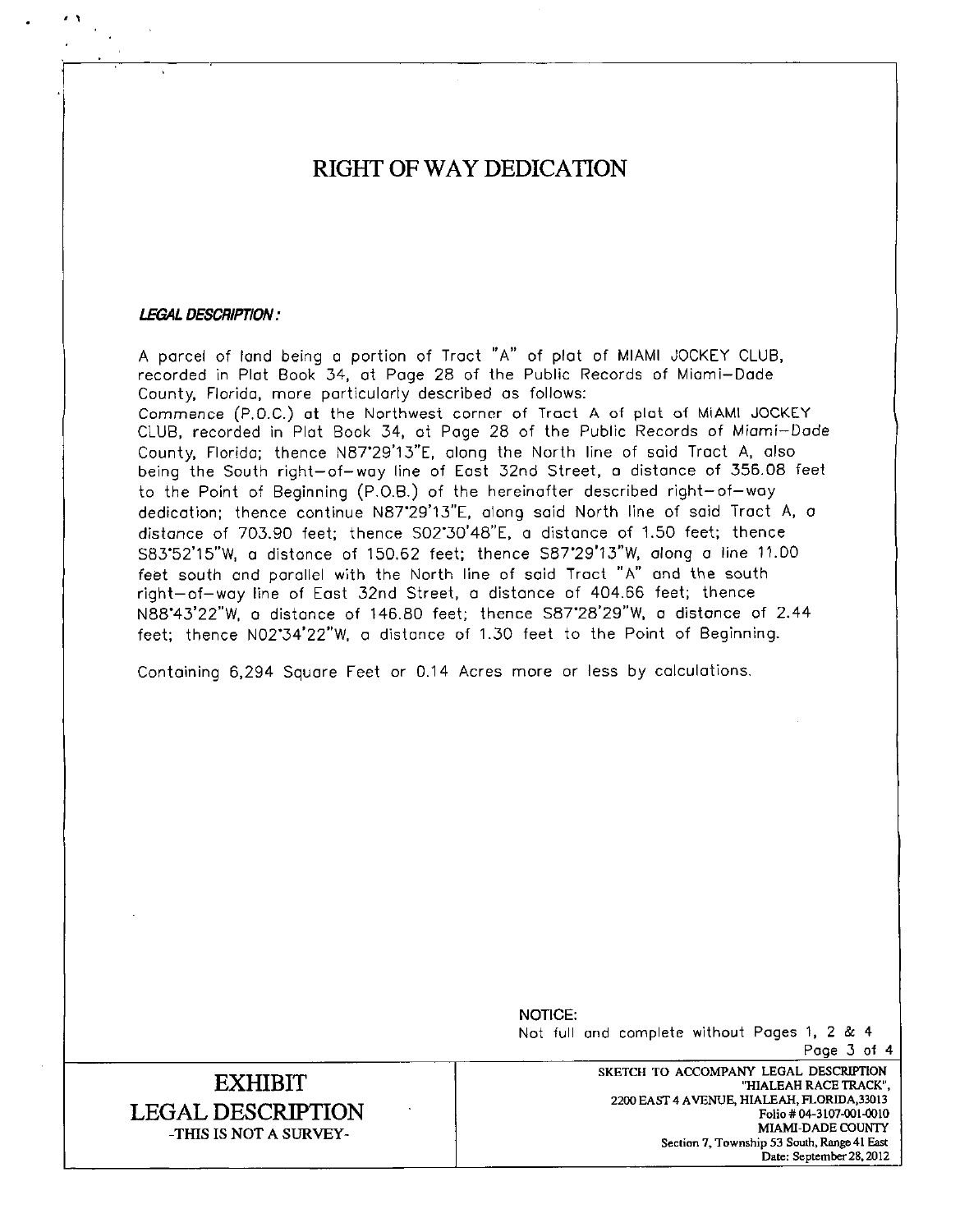# RIGHT OF WAY DEDICATION

***LEGAL DESCRIPTION:***

A parcel of land being a portion of Tract "A" of plat of MIAMI JOCKEY CLUB, recorded in Plat Book 34, at Page 28 of the Public Records of Miami-Dade County, Florida, more particularly described as follows:
Commence (P.O.C.) at the Northwest corner of Tract A of plat of MIAMI JOCKEY CLUB, recorded in Plat Book 34, at Page 28 of the Public Records of Miami-Dade County, Florida; thence N87°29'13"E, along the North line of said Tract A, also being the South right-of-way line of East 32nd Street, a distance of 356.08 feet to the Point of Beginning (P.O.B.) of the hereinafter described right-of-way dedication; thence continue N87°29'13"E, along said North line of said Tract A, a distance of 703.90 feet; thence S02°30'48"E, a distance of 1.50 feet; thence S83°52'15"W, a distance of 150.62 feet; thence S87°29'13"W, along a line 11.00 feet south and parallel with the North line of said Tract "A" and the south right-of-way line of East 32nd Street, a distance of 404.66 feet; thence N88°43'22"W, a distance of 146.80 feet; thence S87°28'29"W, a distance of 2.44 feet; thence N02°34'22"W, a distance of 1.30 feet to the Point of Beginning.

Containing 6,294 Square Feet or 0.14 Acres more or less by calculations.

NOTICE:
Not full and complete without Pages 1, 2 & 4

| EXHIBIT<br>LEGAL DESCRIPTION<br>-THIS IS NOT A SURVEY- | SKETCH TO ACCOMPANY LEGAL DESCRIPTION<br>"HIALEAH RACE TRACK",<br>2200 EAST 4 AVENUE, HIALEAH, FLORIDA,33013<br>Folio # 04-3107-001-0010<br>MIAMI-DADE COUNTY<br>Section 7, Township 53 South, Range 41 East<br>Date: September 28, 2012 |
| --- | --- |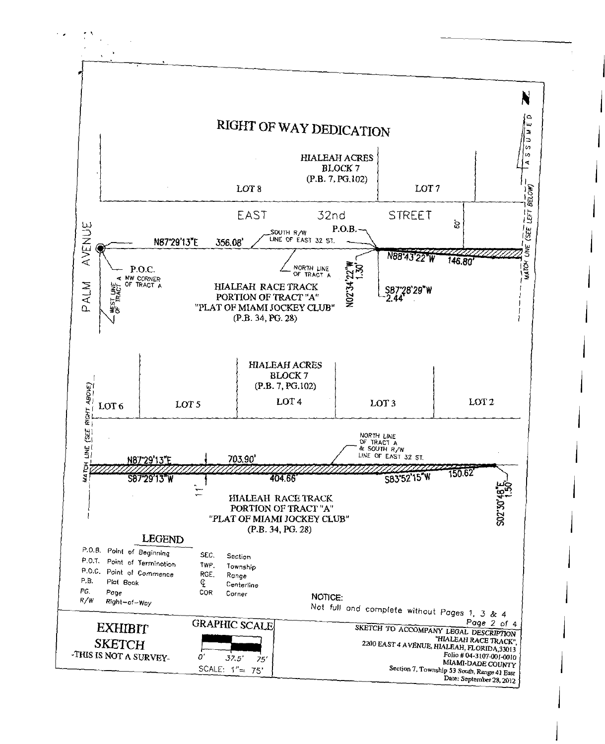# RIGHT OF WAY DEDICATION

HIALEAH ACRES
BLOCK 7
(P.B. 7, PG.102)

LOT 8

LOT 7

EAST 32nd STREET

60'

P.O.B.

SOUTH R/W LINE OF EAST 32 ST.

N87°29'13"E 356.08'

P.O.C. NW CORNER OF TRACT A

WEST LINE OF TRACT A

PALM AVENUE

NORTH LINE OF TRACT A

N02°34'22"W 1.30'

N88°43'22"W 146.80'

S87°28'29"W 2.44'

HIALEAH RACE TRACK
PORTION OF TRACT "A"
"PLAT OF MIAMI JOCKEY CLUB"
(P.B. 34, PG. 28)

MATCH LINE (SEE LEFT BELOW)

ASSUMED N

HIALEAH ACRES
BLOCK 7
(P.B. 7, PG.102)

LOT 6 LOT 5 LOT 4 LOT 3 LOT 2

MATCH LINE (SEE RIGHT ABOVE)

NORTH LINE OF TRACT A & SOUTH R/W LINE OF EAST 32 ST.

N87°29'13"E 703.90'

S87°29'13"W 404.66'

S83°52'15"W 150.62'

S02°30'48"E 1.50'

11'

HIALEAH RACE TRACK
PORTION OF TRACT "A"
"PLAT OF MIAMI JOCKEY CLUB"
(P.B. 34, PG. 28)

## LEGEND

| | | | |
|---|---|---|---|
| P.O.B. | Point of Beginning | SEC. | Section |
| P.O.T. | Point of Termination | TWP. | Township |
| P.O.C. | Point of Commence | RGE. | Range |
| P.B. | Plat Book | ℄ | Centerline |
| PG. | Page | COR | Corner |
| R/W | Right-of-Way | | |

NOTICE:
Not full and complete without Pages 1, 3 & 4

**EXHIBIT SKETCH**
-THIS IS NOT A SURVEY-

GRAPHIC SCALE
0' 37.5' 75'
SCALE: 1"= 75'

SKETCH TO ACCOMPANY LEGAL DESCRIPTION
"HIALEAH RACE TRACK",
2200 EAST 4 AVENUE, HIALEAH, FLORIDA, 33013
Folio # 04-3107-001-0010
MIAMI-DADE COUNTY
Section 7, Township 53 South, Range 41 East
Date: September 28, 2012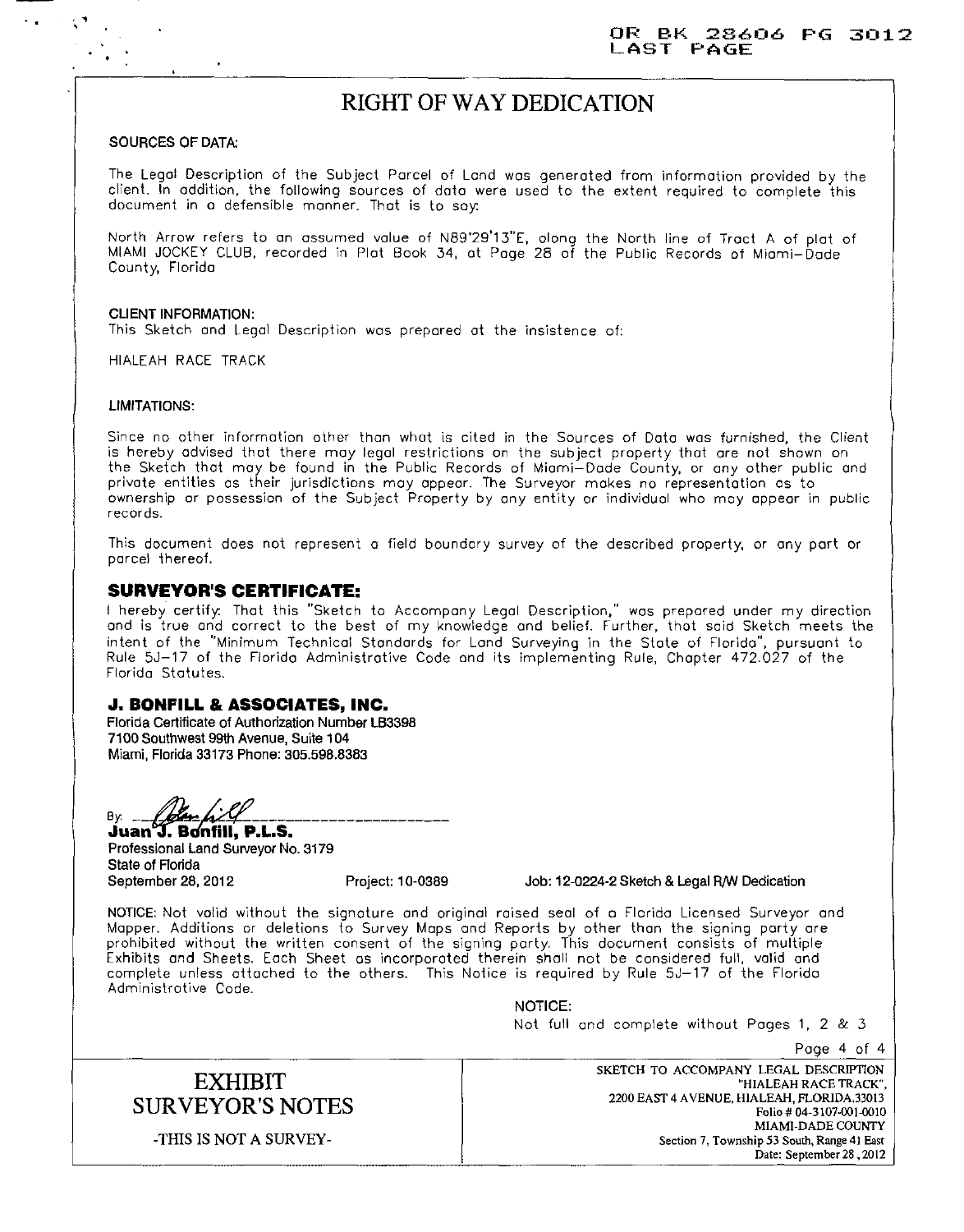OR BK 28606 PG 3012
LAST PAGE

# RIGHT OF WAY DEDICATION

**SOURCES OF DATA:**

The Legal Description of the Subject Parcel of Land was generated from information provided by the client. In addition, the following sources of data were used to the extent required to complete this document in a defensible manner. That is to say:

North Arrow refers to an assumed value of N89°29'13"E, along the North line of Tract A of plat of MIAMI JOCKEY CLUB, recorded in Plat Book 34, at Page 28 of the Public Records of Miami-Dade County, Florida

**CLIENT INFORMATION:**
This Sketch and Legal Description was prepared at the insistence of:

HIALEAH RACE TRACK

**LIMITATIONS:**

Since no other information other than what is cited in the Sources of Data was furnished, the Client is hereby advised that there may legal restrictions on the subject property that are not shown on the Sketch that may be found in the Public Records of Miami-Dade County, or any other public and private entities as their jurisdictions may appear. The Surveyor makes no representation as to ownership or possession of the Subject Property by any entity or individual who may appear in public records.

This document does not represent a field boundary survey of the described property, or any part or parcel thereof.

## SURVEYOR'S CERTIFICATE:

I hereby certify: That this "Sketch to Accompany Legal Description," was prepared under my direction and is true and correct to the best of my knowledge and belief. Further, that said Sketch meets the intent of the "Minimum Technical Standards for Land Surveying in the State of Florida", pursuant to Rule 5J-17 of the Florida Administrative Code and its implementing Rule, Chapter 472.027 of the Florida Statutes.

### J. BONFILL & ASSOCIATES, INC.

Florida Certificate of Authorization Number LB3398
7100 Southwest 99th Avenue, Suite 104
Miami, Florida 33173 Phone: 305.598.8383

By: ______________________________

**Juan J. Bonfill, P.L.S.**
Professional Land Surveyor No. 3179
State of Florida
September 28, 2012 Project: 10-0389 Job: 12-0224-2 Sketch & Legal R/W Dedication

NOTICE: Not valid without the signature and original raised seal of a Florida Licensed Surveyor and Mapper. Additions or deletions to Survey Maps and Reports by other than the signing party are prohibited without the written consent of the signing party. This document consists of multiple Exhibits and Sheets. Each Sheet as incorporated therein shall not be considered full, valid and complete unless attached to the others. This Notice is required by Rule 5J-17 of the Florida Administrative Code.

NOTICE:
Not full and complete without Pages 1, 2 & 3

Page 4 of 4

| | |
|---|---|
| EXHIBIT<br>SURVEYOR'S NOTES<br>-THIS IS NOT A SURVEY- | SKETCH TO ACCOMPANY LEGAL DESCRIPTION<br>"HIALEAH RACE TRACK",<br>2200 EAST 4 AVENUE, HIALEAH, FLORIDA.33013<br>Folio # 04-3107-001-0010<br>MIAMI-DADE COUNTY<br>Section 7, Township 53 South, Range 41 East<br>Date: September 28, 2012 |